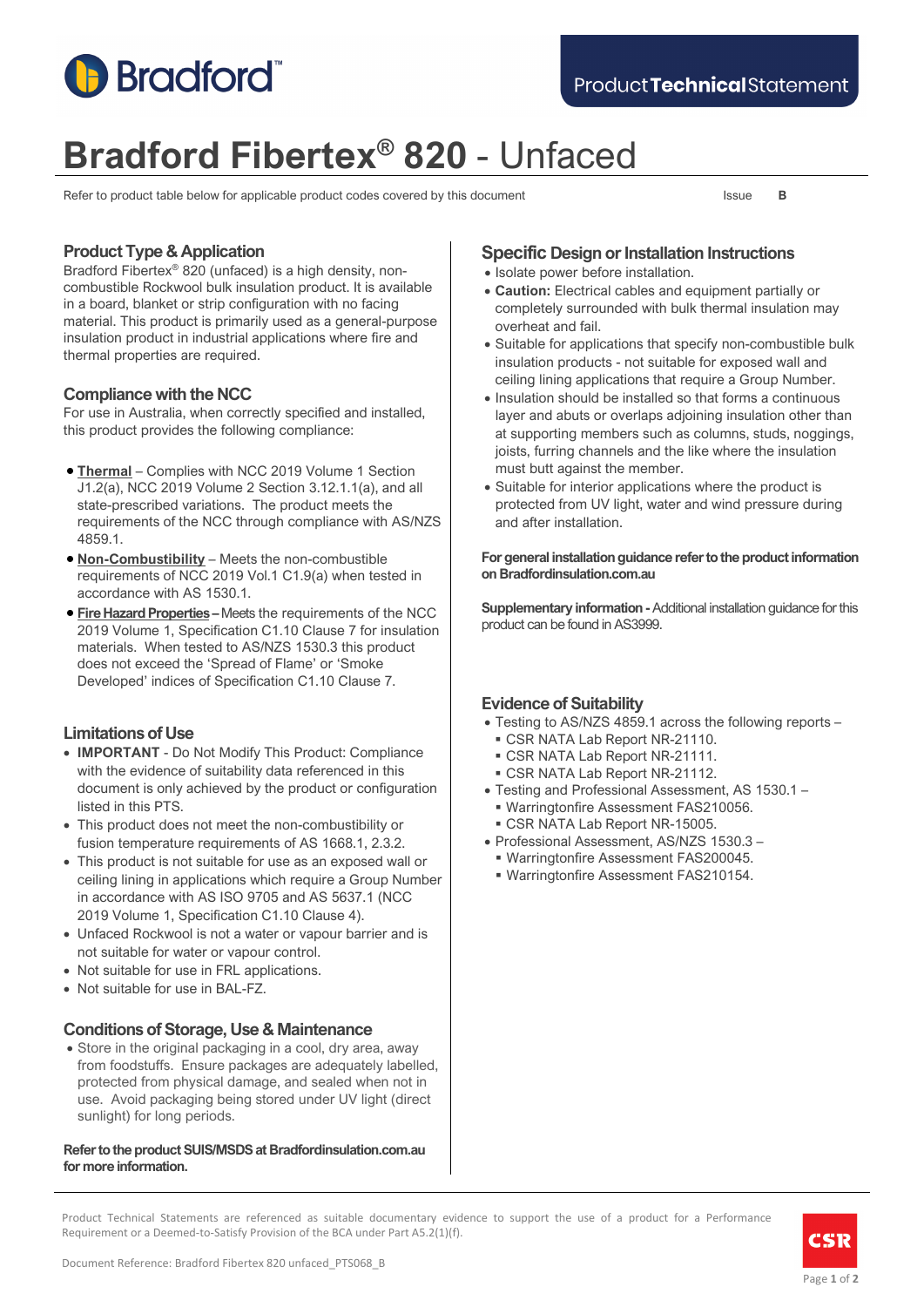# Bradford Fibertex® 820 - Unfaced

Refer to product table below for applicable product codes covered by this document

Issue **B**

## Product Type & Application

Bradford Fibertex® 820 (unfaced) is a high density, non-combustible Rockwool bulk insulation product. It is available in a board, blanket or strip configuration with no facing material. This product is primarily used as a general-purpose insulation product in industrial applications where fire and thermal properties are required.

## Compliance with the NCC

For use in Australia, when correctly specified and installed, this product provides the following compliance:

- **Thermal** – Complies with NCC 2019 Volume 1 Section J1.2(a), NCC 2019 Volume 2 Section 3.12.1.1(a), and all state-prescribed variations. The product meets the requirements of the NCC through compliance with AS/NZS 4859.1.
- **Non-Combustibility** – Meets the non-combustible requirements of NCC 2019 Vol.1 C1.9(a) when tested in accordance with AS 1530.1.
- **Fire Hazard Properties –** Meets the requirements of the NCC 2019 Volume 1, Specification C1.10 Clause 7 for insulation materials. When tested to AS/NZS 1530.3 this product does not exceed the 'Spread of Flame' or 'Smoke Developed' indices of Specification C1.10 Clause 7.

## Limitations of Use

- **IMPORTANT** - Do Not Modify This Product: Compliance with the evidence of suitability data referenced in this document is only achieved by the product or configuration listed in this PTS.
- This product does not meet the non-combustibility or fusion temperature requirements of AS 1668.1, 2.3.2.
- This product is not suitable for use as an exposed wall or ceiling lining in applications which require a Group Number in accordance with AS ISO 9705 and AS 5637.1 (NCC 2019 Volume 1, Specification C1.10 Clause 4).
- Unfaced Rockwool is not a water or vapour barrier and is not suitable for water or vapour control.
- Not suitable for use in FRL applications.
- Not suitable for use in BAL-FZ.

## Conditions of Storage, Use & Maintenance

- Store in the original packaging in a cool, dry area, away from foodstuffs. Ensure packages are adequately labelled, protected from physical damage, and sealed when not in use. Avoid packaging being stored under UV light (direct sunlight) for long periods.

**Refer to the product SUIS/MSDS at Bradfordinsulation.com.au for more information.**

## Specific Design or Installation Instructions

- Isolate power before installation.
- **Caution:** Electrical cables and equipment partially or completely surrounded with bulk thermal insulation may overheat and fail.
- Suitable for applications that specify non-combustible bulk insulation products - not suitable for exposed wall and ceiling lining applications that require a Group Number.
- Insulation should be installed so that forms a continuous layer and abuts or overlaps adjoining insulation other than at supporting members such as columns, studs, noggings, joists, furring channels and the like where the insulation must butt against the member.
- Suitable for interior applications where the product is protected from UV light, water and wind pressure during and after installation.

**For general installation guidance refer to the product information on Bradfordinsulation.com.au**

**Supplementary information -** Additional installation guidance for this product can be found in AS3999.

## Evidence of Suitability

- Testing to AS/NZS 4859.1 across the following reports –
  - CSR NATA Lab Report NR-21110.
  - CSR NATA Lab Report NR-21111.
  - CSR NATA Lab Report NR-21112.
- Testing and Professional Assessment, AS 1530.1 –
  - Warringtonfire Assessment FAS210056.
  - CSR NATA Lab Report NR-15005.
- Professional Assessment, AS/NZS 1530.3 –
  - Warringtonfire Assessment FAS200045.
  - Warringtonfire Assessment FAS210154.

Product Technical Statements are referenced as suitable documentary evidence to support the use of a product for a Performance Requirement or a Deemed-to-Satisfy Provision of the BCA under Part A5.2(1)(f).

Document Reference: Bradford Fibertex 820 unfaced_PTS068_B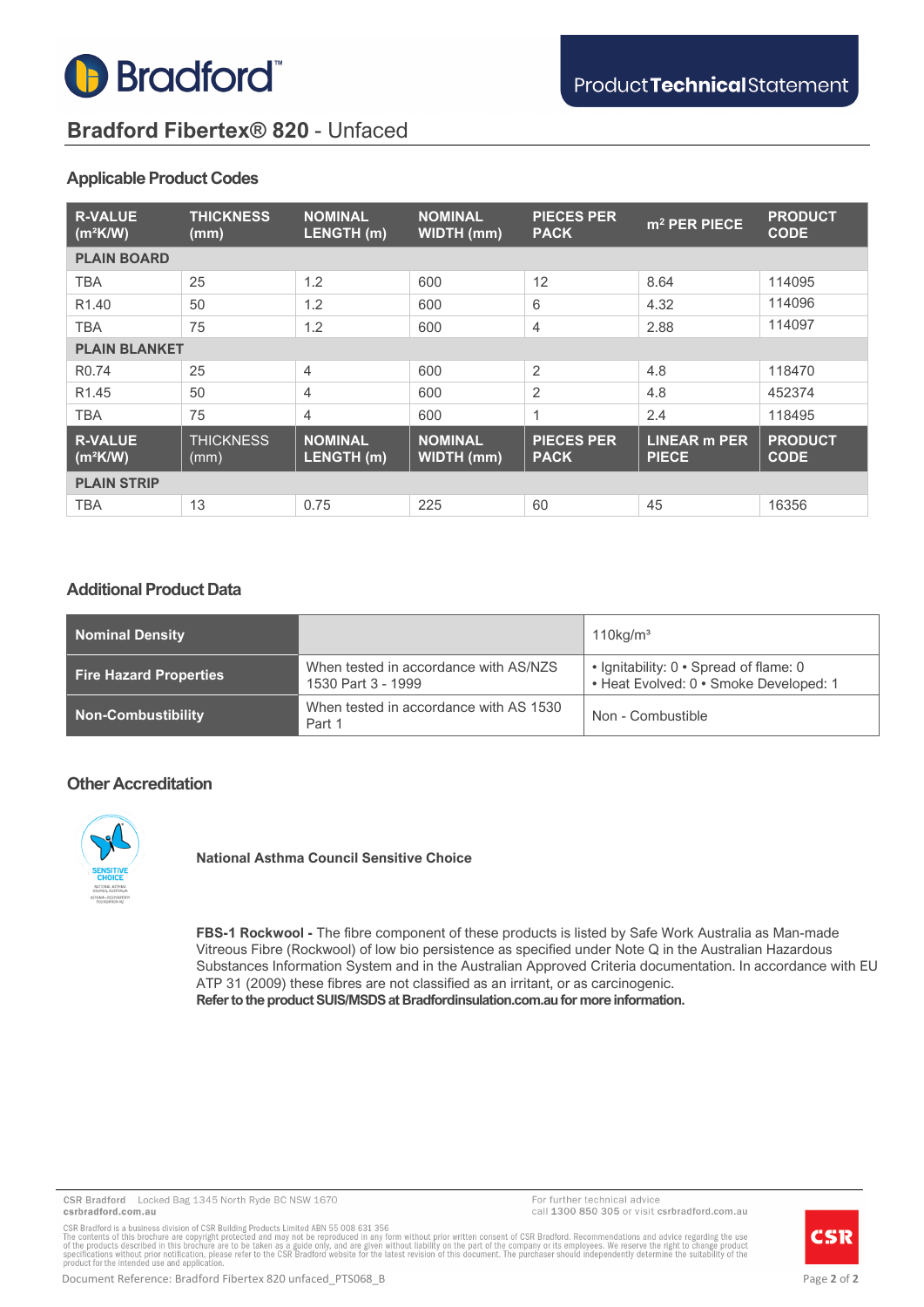# Bradford Fibertex® 820 - Unfaced

## Applicable Product Codes

| R-VALUE ($m^2K/W$) | THICKNESS (mm) | NOMINAL LENGTH (m) | NOMINAL WIDTH (mm) | PIECES PER PACK | $m^2$ PER PIECE | PRODUCT CODE |
|---|---|---|---|---|---|---|
| **PLAIN BOARD** | | | | | | |
| TBA | 25 | 1.2 | 600 | 12 | 8.64 | 114095 |
| R1.40 | 50 | 1.2 | 600 | 6 | 4.32 | 114096 |
| TBA | 75 | 1.2 | 600 | 4 | 2.88 | 114097 |
| **PLAIN BLANKET** | | | | | | |
| R0.74 | 25 | 4 | 600 | 2 | 4.8 | 118470 |
| R1.45 | 50 | 4 | 600 | 2 | 4.8 | 452374 |
| TBA | 75 | 4 | 600 | 1 | 2.4 | 118495 |
| **R-VALUE ($m^2K/W$)** | **THICKNESS (mm)** | **NOMINAL LENGTH (m)** | **NOMINAL WIDTH (mm)** | **PIECES PER PACK** | **LINEAR m PER PIECE** | **PRODUCT CODE** |
| **PLAIN STRIP** | | | | | | |
| TBA | 13 | 0.75 | 225 | 60 | 45 | 16356 |

## Additional Product Data

| | | |
|---|---|---|
| **Nominal Density** | | 110kg/m³ |
| **Fire Hazard Properties** | When tested in accordance with AS/NZS 1530 Part 3 - 1999 | • Ignitability: 0 • Spread of flame: 0 • Heat Evolved: 0 • Smoke Developed: 1 |
| **Non-Combustibility** | When tested in accordance with AS 1530 Part 1 | Non - Combustible |

## Other Accreditation

**National Asthma Council Sensitive Choice**

**FBS-1 Rockwool -** The fibre component of these products is listed by Safe Work Australia as Man-made Vitreous Fibre (Rockwool) of low bio persistence as specified under Note Q in the Australian Hazardous Substances Information System and in the Australian Approved Criteria documentation. In accordance with EU ATP 31 (2009) these fibres are not classified as an irritant, or as carcinogenic.
**Refer to the product SUIS/MSDS at Bradfordinsulation.com.au for more information.**

CSR Bradford Locked Bag 1345 North Ryde BC NSW 1670
csrbradford.com.au

For further technical advice
call 1300 850 305 or visit csrbradford.com.au

CSR Bradford is a business division of CSR Building Products Limited ABN 55 008 631 356
The contents of this brochure are copyright protected and may not be reproduced in any form without prior written consent of CSR Bradford. Recommendations and advice regarding the use of the products described in this brochure are to be taken as a guide only, and are given without liability on the part of the company or its employees. We reserve the right to change product specifications without prior notification, please refer to the CSR Bradford website for the latest revision of this document. The purchaser should independently determine the suitability of the product for the intended use and application.

Document Reference: Bradford Fibertex 820 unfaced_PTS068_B